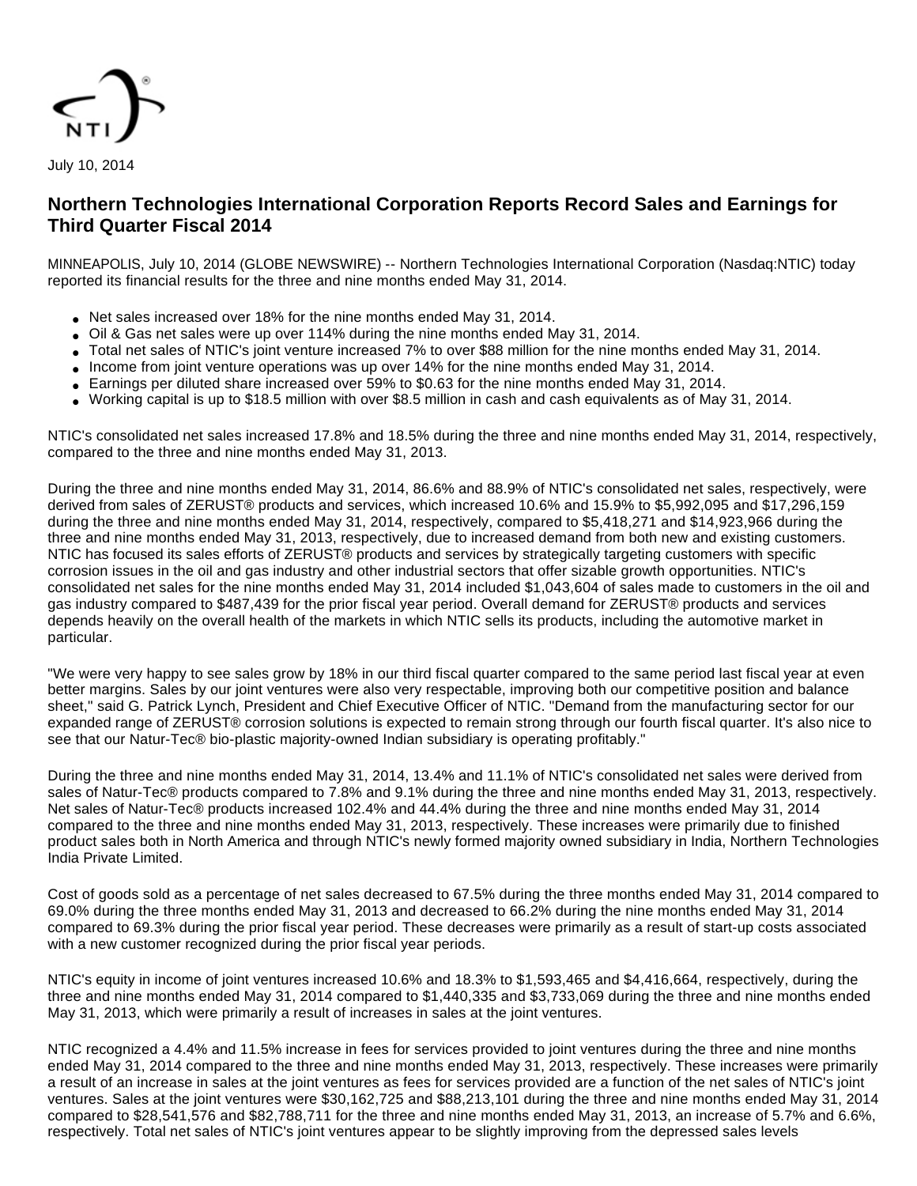July 10, 2014

# Northern Technologies International Corporation Reports Record Sales and Earnings for Third Quarter Fiscal 2014

MINNEAPOLIS, July 10, 2014 (GLOBE NEWSWIRE) -- Northern Technologies International Corporation (Nasdaq:NTIC) today reported its financial results for the three and nine months ended May 31, 2014.

- Net sales increased over 18% for the nine months ended May 31, 2014.
- Oil & Gas net sales were up over 114% during the nine months ended May 31, 2014.
- Total net sales of NTIC's joint venture increased 7% to over $88 million for the nine months ended May 31, 2014.
- Income from joint venture operations was up over 14% for the nine months ended May 31, 2014.
- Earnings per diluted share increased over 59% to $0.63 for the nine months ended May 31, 2014.
- Working capital is up to $18.5 million with over $8.5 million in cash and cash equivalents as of May 31, 2014.

NTIC's consolidated net sales increased 17.8% and 18.5% during the three and nine months ended May 31, 2014, respectively, compared to the three and nine months ended May 31, 2013.

During the three and nine months ended May 31, 2014, 86.6% and 88.9% of NTIC's consolidated net sales, respectively, were derived from sales of ZERUST® products and services, which increased 10.6% and 15.9% to $5,992,095 and $17,296,159 during the three and nine months ended May 31, 2014, respectively, compared to $5,418,271 and $14,923,966 during the three and nine months ended May 31, 2013, respectively, due to increased demand from both new and existing customers. NTIC has focused its sales efforts of ZERUST® products and services by strategically targeting customers with specific corrosion issues in the oil and gas industry and other industrial sectors that offer sizable growth opportunities. NTIC's consolidated net sales for the nine months ended May 31, 2014 included $1,043,604 of sales made to customers in the oil and gas industry compared to $487,439 for the prior fiscal year period. Overall demand for ZERUST® products and services depends heavily on the overall health of the markets in which NTIC sells its products, including the automotive market in particular.

"We were very happy to see sales grow by 18% in our third fiscal quarter compared to the same period last fiscal year at even better margins. Sales by our joint ventures were also very respectable, improving both our competitive position and balance sheet," said G. Patrick Lynch, President and Chief Executive Officer of NTIC. "Demand from the manufacturing sector for our expanded range of ZERUST® corrosion solutions is expected to remain strong through our fourth fiscal quarter. It's also nice to see that our Natur-Tec® bio-plastic majority-owned Indian subsidiary is operating profitably."

During the three and nine months ended May 31, 2014, 13.4% and 11.1% of NTIC's consolidated net sales were derived from sales of Natur-Tec® products compared to 7.8% and 9.1% during the three and nine months ended May 31, 2013, respectively. Net sales of Natur-Tec® products increased 102.4% and 44.4% during the three and nine months ended May 31, 2014 compared to the three and nine months ended May 31, 2013, respectively. These increases were primarily due to finished product sales both in North America and through NTIC's newly formed majority owned subsidiary in India, Northern Technologies India Private Limited.

Cost of goods sold as a percentage of net sales decreased to 67.5% during the three months ended May 31, 2014 compared to 69.0% during the three months ended May 31, 2013 and decreased to 66.2% during the nine months ended May 31, 2014 compared to 69.3% during the prior fiscal year period. These decreases were primarily as a result of start-up costs associated with a new customer recognized during the prior fiscal year periods.

NTIC's equity in income of joint ventures increased 10.6% and 18.3% to $1,593,465 and $4,416,664, respectively, during the three and nine months ended May 31, 2014 compared to $1,440,335 and $3,733,069 during the three and nine months ended May 31, 2013, which were primarily a result of increases in sales at the joint ventures.

NTIC recognized a 4.4% and 11.5% increase in fees for services provided to joint ventures during the three and nine months ended May 31, 2014 compared to the three and nine months ended May 31, 2013, respectively. These increases were primarily a result of an increase in sales at the joint ventures as fees for services provided are a function of the net sales of NTIC's joint ventures. Sales at the joint ventures were $30,162,725 and $88,213,101 during the three and nine months ended May 31, 2014 compared to $28,541,576 and $82,788,711 for the three and nine months ended May 31, 2013, an increase of 5.7% and 6.6%, respectively. Total net sales of NTIC's joint ventures appear to be slightly improving from the depressed sales levels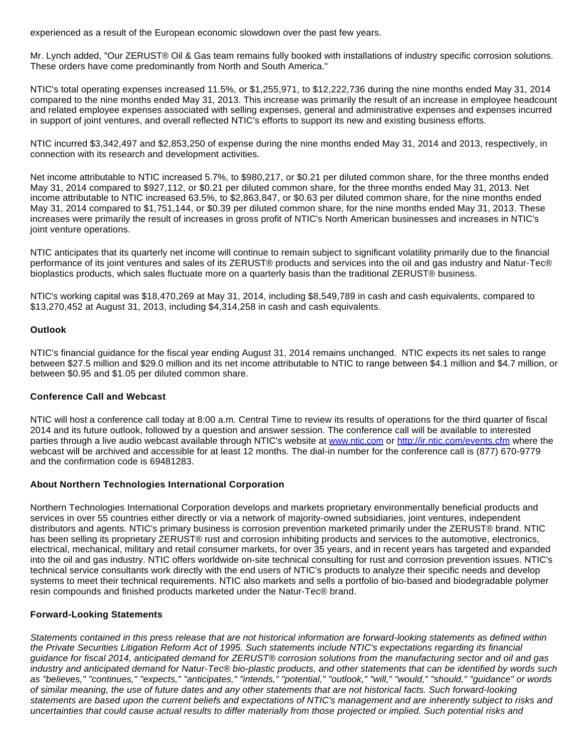experienced as a result of the European economic slowdown over the past few years.

Mr. Lynch added, "Our ZERUST® Oil & Gas team remains fully booked with installations of industry specific corrosion solutions. These orders have come predominantly from North and South America."

NTIC's total operating expenses increased 11.5%, or $1,255,971, to $12,222,736 during the nine months ended May 31, 2014 compared to the nine months ended May 31, 2013. This increase was primarily the result of an increase in employee headcount and related employee expenses associated with selling expenses, general and administrative expenses and expenses incurred in support of joint ventures, and overall reflected NTIC's efforts to support its new and existing business efforts.

NTIC incurred $3,342,497 and $2,853,250 of expense during the nine months ended May 31, 2014 and 2013, respectively, in connection with its research and development activities.

Net income attributable to NTIC increased 5.7%, to $980,217, or $0.21 per diluted common share, for the three months ended May 31, 2014 compared to $927,112, or $0.21 per diluted common share, for the three months ended May 31, 2013. Net income attributable to NTIC increased 63.5%, to $2,863,847, or $0.63 per diluted common share, for the nine months ended May 31, 2014 compared to $1,751,144, or $0.39 per diluted common share, for the nine months ended May 31, 2013. These increases were primarily the result of increases in gross profit of NTIC's North American businesses and increases in NTIC's joint venture operations.

NTIC anticipates that its quarterly net income will continue to remain subject to significant volatility primarily due to the financial performance of its joint ventures and sales of its ZERUST® products and services into the oil and gas industry and Natur-Tec® bioplastics products, which sales fluctuate more on a quarterly basis than the traditional ZERUST® business.

NTIC's working capital was $18,470,269 at May 31, 2014, including $8,549,789 in cash and cash equivalents, compared to $13,270,452 at August 31, 2013, including $4,314,258 in cash and cash equivalents.

**Outlook**

NTIC's financial guidance for the fiscal year ending August 31, 2014 remains unchanged. NTIC expects its net sales to range between $27.5 million and $29.0 million and its net income attributable to NTIC to range between $4.1 million and $4.7 million, or between $0.95 and $1.05 per diluted common share.

**Conference Call and Webcast**

NTIC will host a conference call today at 8:00 a.m. Central Time to review its results of operations for the third quarter of fiscal 2014 and its future outlook, followed by a question and answer session. The conference call will be available to interested parties through a live audio webcast available through NTIC's website at [www.ntic.com](http://www.ntic.com) or [http://ir.ntic.com/events.cfm](http://ir.ntic.com/events.cfm) where the webcast will be archived and accessible for at least 12 months. The dial-in number for the conference call is (877) 670-9779 and the confirmation code is 69481283.

**About Northern Technologies International Corporation**

Northern Technologies International Corporation develops and markets proprietary environmentally beneficial products and services in over 55 countries either directly or via a network of majority-owned subsidiaries, joint ventures, independent distributors and agents. NTIC's primary business is corrosion prevention marketed primarily under the ZERUST® brand. NTIC has been selling its proprietary ZERUST® rust and corrosion inhibiting products and services to the automotive, electronics, electrical, mechanical, military and retail consumer markets, for over 35 years, and in recent years has targeted and expanded into the oil and gas industry. NTIC offers worldwide on-site technical consulting for rust and corrosion prevention issues. NTIC's technical service consultants work directly with the end users of NTIC's products to analyze their specific needs and develop systems to meet their technical requirements. NTIC also markets and sells a portfolio of bio-based and biodegradable polymer resin compounds and finished products marketed under the Natur-Tec® brand.

**Forward-Looking Statements**

*Statements contained in this press release that are not historical information are forward-looking statements as defined within the Private Securities Litigation Reform Act of 1995. Such statements include NTIC's expectations regarding its financial guidance for fiscal 2014, anticipated demand for ZERUST® corrosion solutions from the manufacturing sector and oil and gas industry and anticipated demand for Natur-Tec® bio-plastic products, and other statements that can be identified by words such as "believes," "continues," "expects," "anticipates," "intends," "potential," "outlook," "will," "would," "should," "guidance" or words of similar meaning, the use of future dates and any other statements that are not historical facts. Such forward-looking statements are based upon the current beliefs and expectations of NTIC's management and are inherently subject to risks and uncertainties that could cause actual results to differ materially from those projected or implied. Such potential risks and*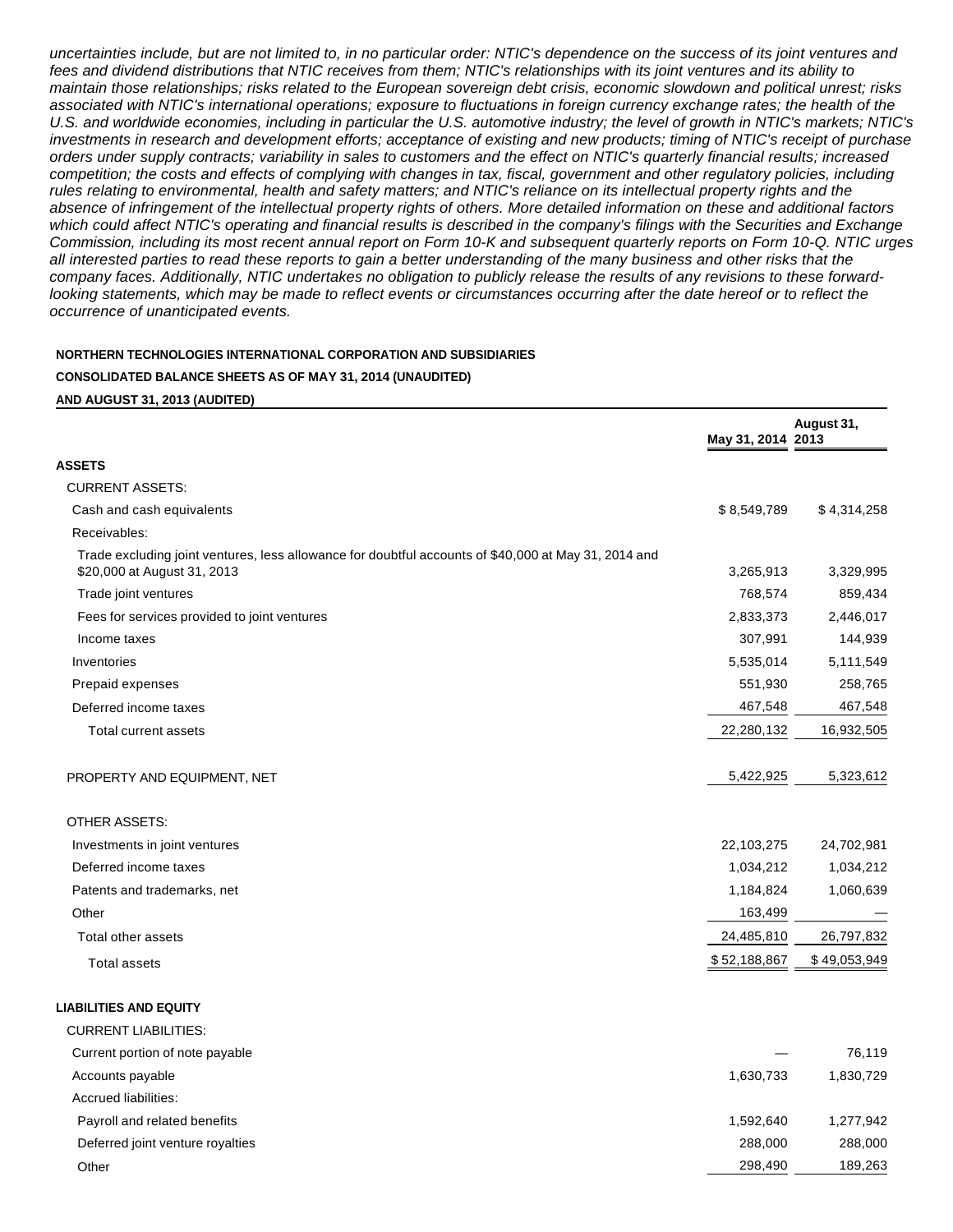*uncertainties include, but are not limited to, in no particular order: NTIC's dependence on the success of its joint ventures and fees and dividend distributions that NTIC receives from them; NTIC's relationships with its joint ventures and its ability to maintain those relationships; risks related to the European sovereign debt crisis, economic slowdown and political unrest; risks associated with NTIC's international operations; exposure to fluctuations in foreign currency exchange rates; the health of the U.S. and worldwide economies, including in particular the U.S. automotive industry; the level of growth in NTIC's markets; NTIC's investments in research and development efforts; acceptance of existing and new products; timing of NTIC's receipt of purchase orders under supply contracts; variability in sales to customers and the effect on NTIC's quarterly financial results; increased competition; the costs and effects of complying with changes in tax, fiscal, government and other regulatory policies, including rules relating to environmental, health and safety matters; and NTIC's reliance on its intellectual property rights and the absence of infringement of the intellectual property rights of others. More detailed information on these and additional factors which could affect NTIC's operating and financial results is described in the company's filings with the Securities and Exchange Commission, including its most recent annual report on Form 10-K and subsequent quarterly reports on Form 10-Q. NTIC urges all interested parties to read these reports to gain a better understanding of the many business and other risks that the company faces. Additionally, NTIC undertakes no obligation to publicly release the results of any revisions to these forward-looking statements, which may be made to reflect events or circumstances occurring after the date hereof or to reflect the occurrence of unanticipated events.*

**NORTHERN TECHNOLOGIES INTERNATIONAL CORPORATION AND SUBSIDIARIES**

**CONSOLIDATED BALANCE SHEETS AS OF MAY 31, 2014 (UNAUDITED)**

**AND AUGUST 31, 2013 (AUDITED)**

| | May 31, 2014 | August 31, 2013 |
|---|---|---|
| **ASSETS** | | |
| CURRENT ASSETS: | | |
| Cash and cash equivalents | $ 8,549,789 | $ 4,314,258 |
| Receivables: | | |
| Trade excluding joint ventures, less allowance for doubtful accounts of $40,000 at May 31, 2014 and $20,000 at August 31, 2013 | 3,265,913 | 3,329,995 |
| Trade joint ventures | 768,574 | 859,434 |
| Fees for services provided to joint ventures | 2,833,373 | 2,446,017 |
| Income taxes | 307,991 | 144,939 |
| Inventories | 5,535,014 | 5,111,549 |
| Prepaid expenses | 551,930 | 258,765 |
| Deferred income taxes | 467,548 | 467,548 |
| Total current assets | 22,280,132 | 16,932,505 |
| PROPERTY AND EQUIPMENT, NET | 5,422,925 | 5,323,612 |
| OTHER ASSETS: | | |
| Investments in joint ventures | 22,103,275 | 24,702,981 |
| Deferred income taxes | 1,034,212 | 1,034,212 |
| Patents and trademarks, net | 1,184,824 | 1,060,639 |
| Other | 163,499 | — |
| Total other assets | 24,485,810 | 26,797,832 |
| Total assets | $ 52,188,867 | $ 49,053,949 |
| **LIABILITIES AND EQUITY** | | |
| CURRENT LIABILITIES: | | |
| Current portion of note payable | — | 76,119 |
| Accounts payable | 1,630,733 | 1,830,729 |
| Accrued liabilities: | | |
| Payroll and related benefits | 1,592,640 | 1,277,942 |
| Deferred joint venture royalties | 288,000 | 288,000 |
| Other | 298,490 | 189,263 |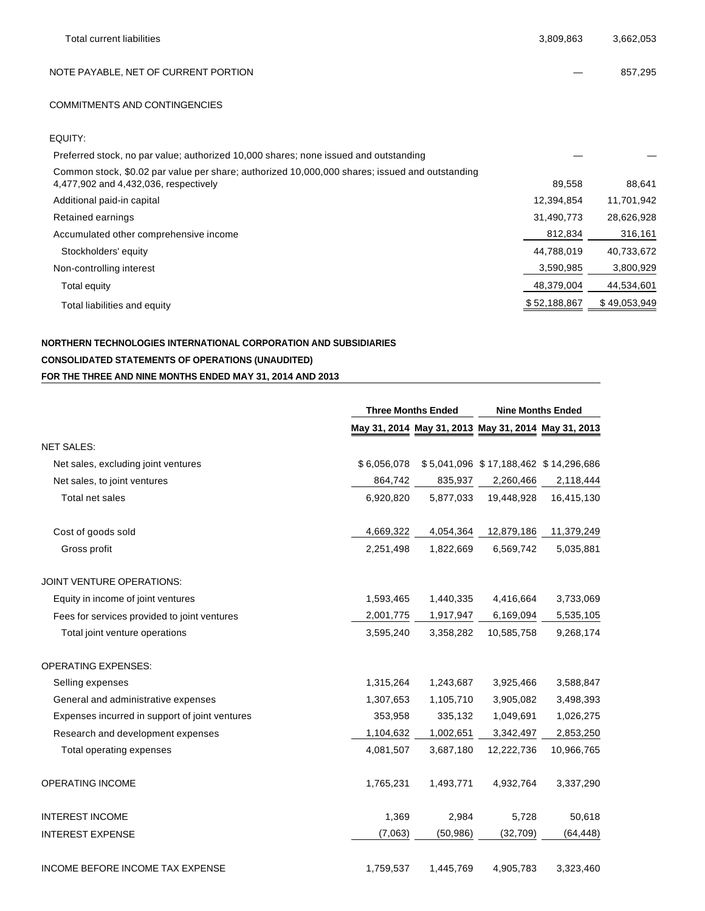| | | |
|---|---|---|
| Total current liabilities | 3,809,863 | 3,662,053 |
| | | |
| NOTE PAYABLE, NET OF CURRENT PORTION | — | 857,295 |
| | | |
| COMMITMENTS AND CONTINGENCIES | | |
| | | |
| EQUITY: | | |
| Preferred stock, no par value; authorized 10,000 shares; none issued and outstanding | — | — |
| Common stock, $0.02 par value per share; authorized 10,000,000 shares; issued and outstanding 4,477,902 and 4,432,036, respectively | 89,558 | 88,641 |
| Additional paid-in capital | 12,394,854 | 11,701,942 |
| Retained earnings | 31,490,773 | 28,626,928 |
| Accumulated other comprehensive income | 812,834 | 316,161 |
| Stockholders' equity | 44,788,019 | 40,733,672 |
| Non-controlling interest | 3,590,985 | 3,800,929 |
| Total equity | 48,379,004 | 44,534,601 |
| Total liabilities and equity | $ 52,188,867 | $ 49,053,949 |

**NORTHERN TECHNOLOGIES INTERNATIONAL CORPORATION AND SUBSIDIARIES**

**CONSOLIDATED STATEMENTS OF OPERATIONS (UNAUDITED)**

**FOR THE THREE AND NINE MONTHS ENDED MAY 31, 2014 AND 2013**

| | Three Months Ended | | Nine Months Ended | |
|---|---|---|---|---|
| | May 31, 2014 | May 31, 2013 | May 31, 2014 | May 31, 2013 |
| NET SALES: | | | | |
| Net sales, excluding joint ventures | $ 6,056,078 | $ 5,041,096 | $ 17,188,462 | $ 14,296,686 |
| Net sales, to joint ventures | 864,742 | 835,937 | 2,260,466 | 2,118,444 |
| Total net sales | 6,920,820 | 5,877,033 | 19,448,928 | 16,415,130 |
| | | | | |
| Cost of goods sold | 4,669,322 | 4,054,364 | 12,879,186 | 11,379,249 |
| Gross profit | 2,251,498 | 1,822,669 | 6,569,742 | 5,035,881 |
| | | | | |
| JOINT VENTURE OPERATIONS: | | | | |
| Equity in income of joint ventures | 1,593,465 | 1,440,335 | 4,416,664 | 3,733,069 |
| Fees for services provided to joint ventures | 2,001,775 | 1,917,947 | 6,169,094 | 5,535,105 |
| Total joint venture operations | 3,595,240 | 3,358,282 | 10,585,758 | 9,268,174 |
| | | | | |
| OPERATING EXPENSES: | | | | |
| Selling expenses | 1,315,264 | 1,243,687 | 3,925,466 | 3,588,847 |
| General and administrative expenses | 1,307,653 | 1,105,710 | 3,905,082 | 3,498,393 |
| Expenses incurred in support of joint ventures | 353,958 | 335,132 | 1,049,691 | 1,026,275 |
| Research and development expenses | 1,104,632 | 1,002,651 | 3,342,497 | 2,853,250 |
| Total operating expenses | 4,081,507 | 3,687,180 | 12,222,736 | 10,966,765 |
| | | | | |
| OPERATING INCOME | 1,765,231 | 1,493,771 | 4,932,764 | 3,337,290 |
| | | | | |
| INTEREST INCOME | 1,369 | 2,984 | 5,728 | 50,618 |
| INTEREST EXPENSE | (7,063) | (50,986) | (32,709) | (64,448) |
| | | | | |
| INCOME BEFORE INCOME TAX EXPENSE | 1,759,537 | 1,445,769 | 4,905,783 | 3,323,460 |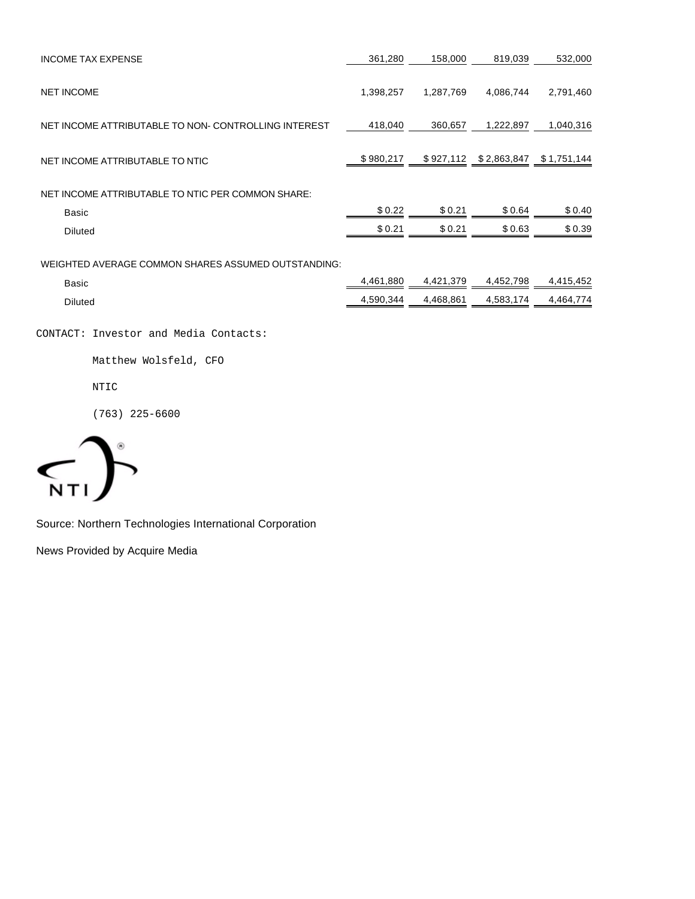| | | | | |
|---|---|---|---|---|
| INCOME TAX EXPENSE | 361,280 | 158,000 | 819,039 | 532,000 |
| NET INCOME | 1,398,257 | 1,287,769 | 4,086,744 | 2,791,460 |
| NET INCOME ATTRIBUTABLE TO NON- CONTROLLING INTEREST | 418,040 | 360,657 | 1,222,897 | 1,040,316 |
| NET INCOME ATTRIBUTABLE TO NTIC | $ 980,217 | $ 927,112 | $ 2,863,847 | $ 1,751,144 |
| NET INCOME ATTRIBUTABLE TO NTIC PER COMMON SHARE: | | | | |
| Basic | $ 0.22 | $ 0.21 | $ 0.64 | $ 0.40 |
| Diluted | $ 0.21 | $ 0.21 | $ 0.63 | $ 0.39 |
| WEIGHTED AVERAGE COMMON SHARES ASSUMED OUTSTANDING: | | | | |
| Basic | 4,461,880 | 4,421,379 | 4,452,798 | 4,415,452 |
| Diluted | 4,590,344 | 4,468,861 | 4,583,174 | 4,464,774 |

CONTACT: Investor and Media Contacts:

Matthew Wolsfeld, CFO

NTIC

(763) 225-6600

NTI®

Source: Northern Technologies International Corporation

News Provided by Acquire Media